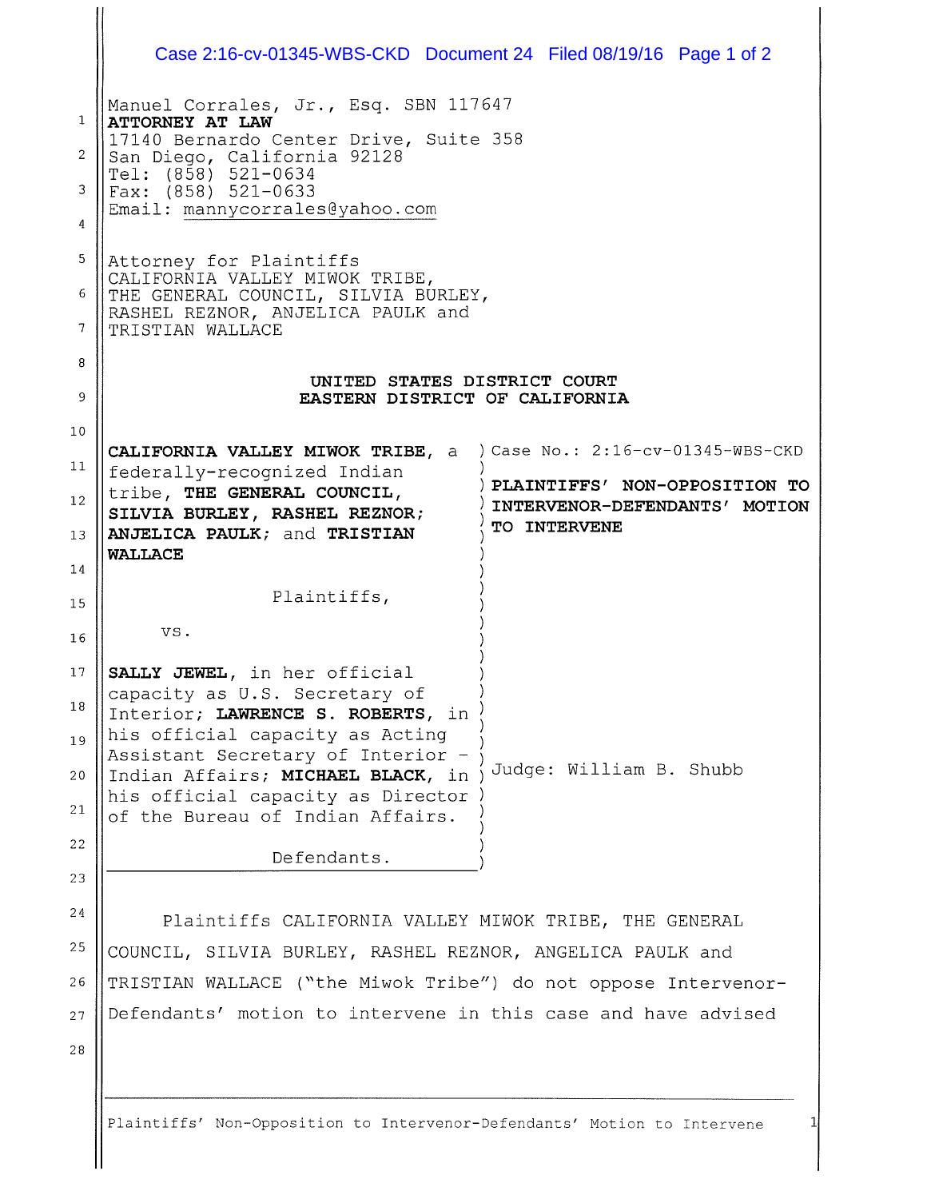Manuel Corrales, Jr., Esq. SBN 117647
**ATTORNEY AT LAW**
17140 Bernardo Center Drive, Suite 358
San Diego, California 92128
Tel: (858) 521-0634
Fax: (858) 521-0633
Email: mannycorrales@yahoo.com

Attorney for Plaintiffs
CALIFORNIA VALLEY MIWOK TRIBE,
THE GENERAL COUNCIL, SILVIA BURLEY,
RASHEL REZNOR, ANJELICA PAULK and
TRISTIAN WALLACE

**UNITED STATES DISTRICT COURT**
**EASTERN DISTRICT OF CALIFORNIA**

| | |
|---|---|
| **CALIFORNIA VALLEY MIWOK TRIBE**, a federally-recognized Indian tribe, **THE GENERAL COUNCIL**, **SILVIA BURLEY, RASHEL REZNOR; ANJELICA PAULK;** and **TRISTIAN WALLACE**<br><br>Plaintiffs,<br><br>vs.<br><br>**SALLY JEWEL**, in her official capacity as U.S. Secretary of Interior; **LAWRENCE S. ROBERTS**, in his official capacity as Acting Assistant Secretary of Interior – Indian Affairs; **MICHAEL BLACK**, in his official capacity as Director of the Bureau of Indian Affairs.<br><br>Defendants. | Case No.: 2:16-cv-01345-WBS-CKD<br><br>**PLAINTIFFS' NON-OPPOSITION TO INTERVENOR-DEFENDANTS' MOTION TO INTERVENE**<br><br>Judge: William B. Shubb |

Plaintiffs CALIFORNIA VALLEY MIWOK TRIBE, THE GENERAL COUNCIL, SILVIA BURLEY, RASHEL REZNOR, ANGELICA PAULK and TRISTIAN WALLACE ("the Miwok Tribe") do not oppose Intervenor-Defendants' motion to intervene in this case and have advised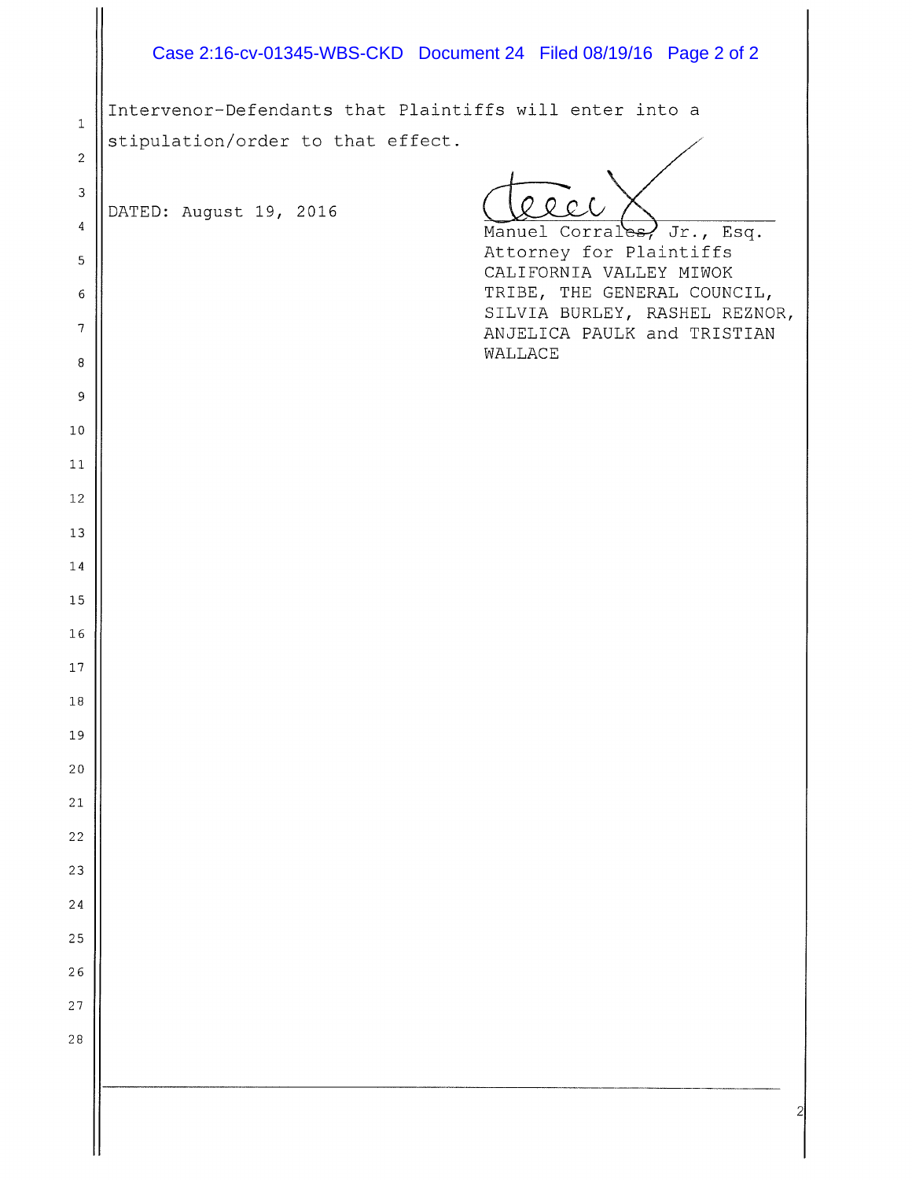Intervenor-Defendants that Plaintiffs will enter into a stipulation/order to that effect.

DATED: August 19, 2016

Manuel Corrales, Jr., Esq.
Attorney for Plaintiffs
CALIFORNIA VALLEY MIWOK TRIBE, THE GENERAL COUNCIL, SILVIA BURLEY, RASHEL REZNOR, ANJELICA PAULK and TRISTIAN WALLACE